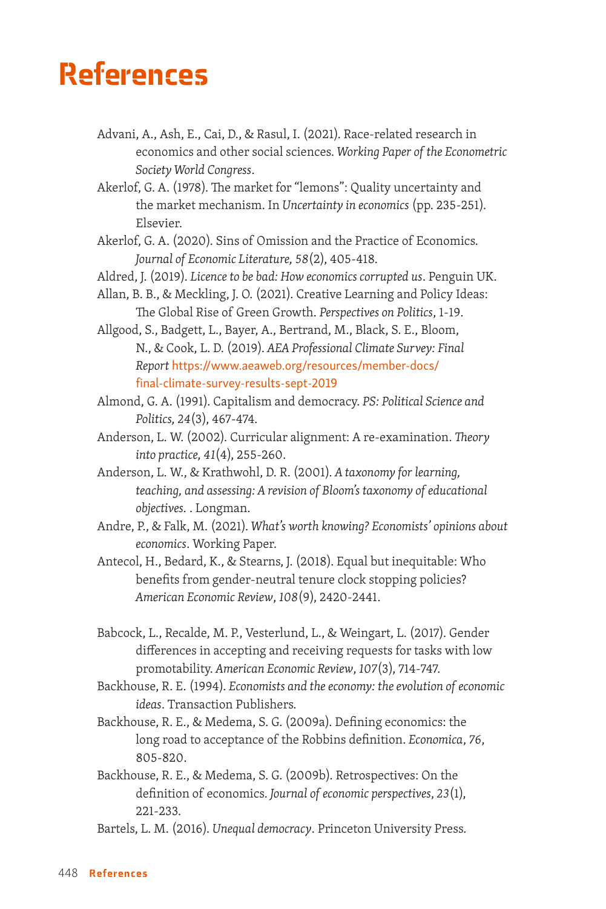# References

Advani, A., Ash, E., Cai, D., & Rasul, I. (2021). Race-related research in economics and other social sciences. *Working Paper of the Econometric Society World Congress*.

Akerlof, G. A. (1978). The market for "lemons": Quality uncertainty and the market mechanism. In *Uncertainty in economics* (pp. 235-251). Elsevier.

Akerlof, G. A. (2020). Sins of Omission and the Practice of Economics. *Journal of Economic Literature, 58*(2), 405-418.

Aldred, J. (2019). *Licence to be bad: How economics corrupted us*. Penguin UK.

Allan, B. B., & Meckling, J. O. (2021). Creative Learning and Policy Ideas: The Global Rise of Green Growth. *Perspectives on Politics*, 1-19.

Allgood, S., Badgett, L., Bayer, A., Bertrand, M., Black, S. E., Bloom, N., & Cook, L. D. (2019). *AEA Professional Climate Survey: Final Report* https://www.aeaweb.org/resources/member-docs/final-climate-survey-results-sept-2019

Almond, G. A. (1991). Capitalism and democracy. *PS: Political Science and Politics, 24*(3), 467-474.

Anderson, L. W. (2002). Curricular alignment: A re-examination. *Theory into practice, 41*(4), 255-260.

Anderson, L. W., & Krathwohl, D. R. (2001). *A taxonomy for learning, teaching, and assessing: A revision of Bloom's taxonomy of educational objectives.* . Longman.

Andre, P., & Falk, M. (2021). *What's worth knowing? Economists' opinions about economics*. Working Paper.

Antecol, H., Bedard, K., & Stearns, J. (2018). Equal but inequitable: Who benefits from gender-neutral tenure clock stopping policies? *American Economic Review*, *108*(9), 2420-2441.

Babcock, L., Recalde, M. P., Vesterlund, L., & Weingart, L. (2017). Gender differences in accepting and receiving requests for tasks with low promotability. *American Economic Review*, *107*(3), 714-747.

Backhouse, R. E. (1994). *Economists and the economy: the evolution of economic ideas*. Transaction Publishers.

Backhouse, R. E., & Medema, S. G. (2009a). Defining economics: the long road to acceptance of the Robbins definition. *Economica*, *76*, 805-820.

Backhouse, R. E., & Medema, S. G. (2009b). Retrospectives: On the definition of economics. *Journal of economic perspectives*, *23*(1), 221-233.

Bartels, L. M. (2016). *Unequal democracy*. Princeton University Press.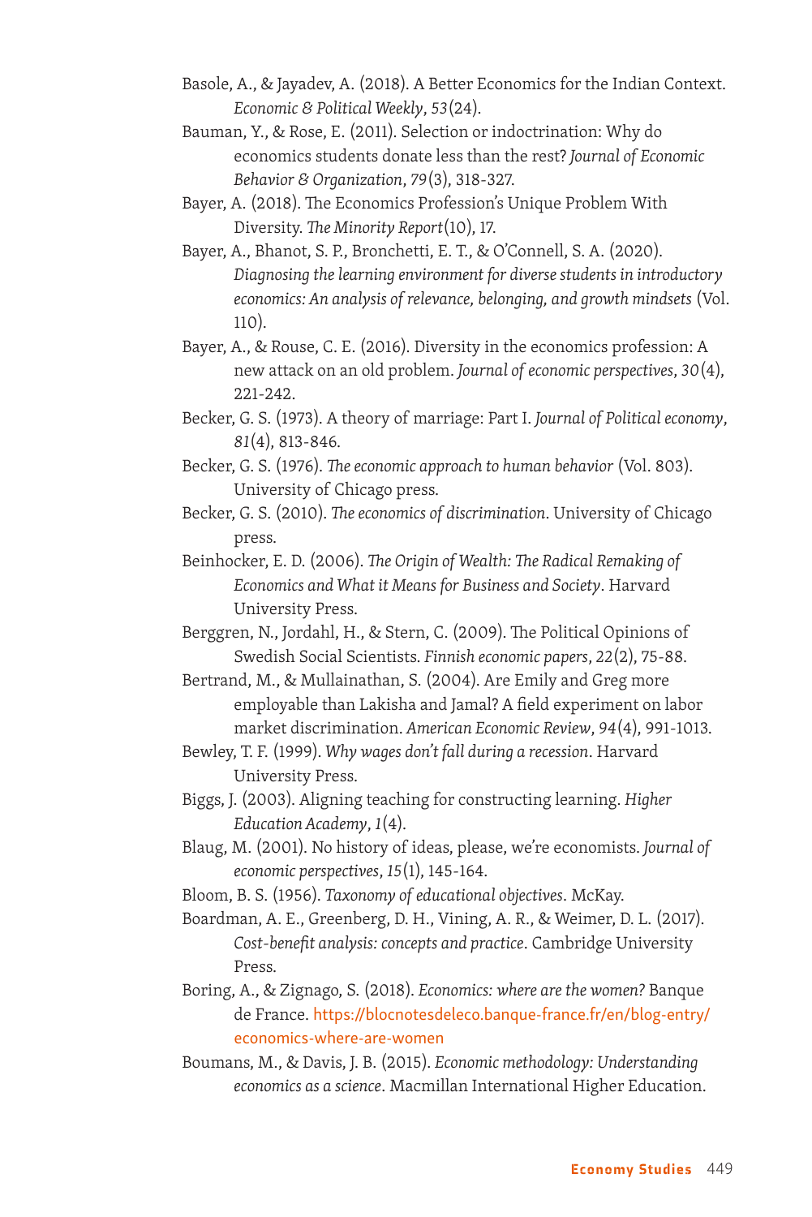Basole, A., & Jayadev, A. (2018). A Better Economics for the Indian Context. *Economic & Political Weekly*, *53*(24).

Bauman, Y., & Rose, E. (2011). Selection or indoctrination: Why do economics students donate less than the rest? *Journal of Economic Behavior & Organization*, *79*(3), 318-327.

Bayer, A. (2018). The Economics Profession's Unique Problem With Diversity. *The Minority Report*(10), 17.

Bayer, A., Bhanot, S. P., Bronchetti, E. T., & O'Connell, S. A. (2020). *Diagnosing the learning environment for diverse students in introductory economics: An analysis of relevance, belonging, and growth mindsets* (Vol. 110).

Bayer, A., & Rouse, C. E. (2016). Diversity in the economics profession: A new attack on an old problem. *Journal of economic perspectives*, *30*(4), 221-242.

Becker, G. S. (1973). A theory of marriage: Part I. *Journal of Political economy*, *81*(4), 813-846.

Becker, G. S. (1976). *The economic approach to human behavior* (Vol. 803). University of Chicago press.

Becker, G. S. (2010). *The economics of discrimination*. University of Chicago press.

Beinhocker, E. D. (2006). *The Origin of Wealth: The Radical Remaking of Economics and What it Means for Business and Society*. Harvard University Press.

Berggren, N., Jordahl, H., & Stern, C. (2009). The Political Opinions of Swedish Social Scientists. *Finnish economic papers*, *22*(2), 75-88.

Bertrand, M., & Mullainathan, S. (2004). Are Emily and Greg more employable than Lakisha and Jamal? A field experiment on labor market discrimination. *American Economic Review*, *94*(4), 991-1013.

Bewley, T. F. (1999). *Why wages don't fall during a recession*. Harvard University Press.

Biggs, J. (2003). Aligning teaching for constructing learning. *Higher Education Academy*, *1*(4).

Blaug, M. (2001). No history of ideas, please, we're economists. *Journal of economic perspectives*, *15*(1), 145-164.

Bloom, B. S. (1956). *Taxonomy of educational objectives*. McKay.

Boardman, A. E., Greenberg, D. H., Vining, A. R., & Weimer, D. L. (2017). *Cost-benefit analysis: concepts and practice*. Cambridge University Press.

Boring, A., & Zignago, S. (2018). *Economics: where are the women?* Banque de France. https://blocnotesdeleco.banque-france.fr/en/blog-entry/economics-where-are-women

Boumans, M., & Davis, J. B. (2015). *Economic methodology: Understanding economics as a science*. Macmillan International Higher Education.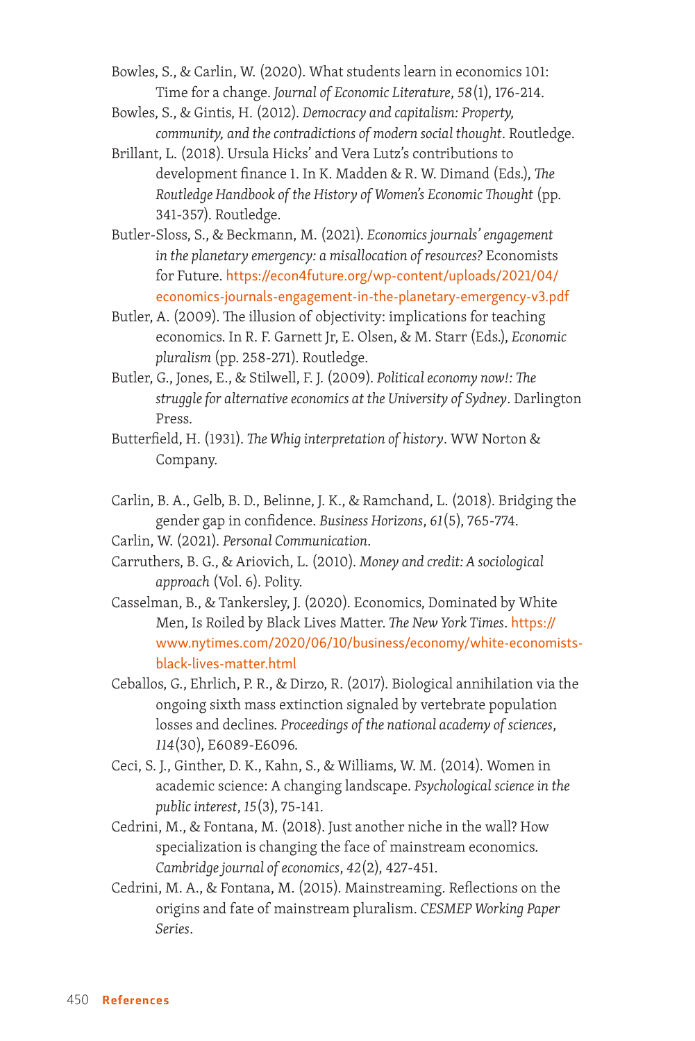Bowles, S., & Carlin, W. (2020). What students learn in economics 101: Time for a change. *Journal of Economic Literature*, *58*(1), 176-214.

Bowles, S., & Gintis, H. (2012). *Democracy and capitalism: Property, community, and the contradictions of modern social thought*. Routledge.

Brillant, L. (2018). Ursula Hicks' and Vera Lutz's contributions to development finance 1. In K. Madden & R. W. Dimand (Eds.), *The Routledge Handbook of the History of Women's Economic Thought* (pp. 341-357). Routledge.

Butler-Sloss, S., & Beckmann, M. (2021). *Economics journals' engagement in the planetary emergency: a misallocation of resources?* Economists for Future. https://econ4future.org/wp-content/uploads/2021/04/economics-journals-engagement-in-the-planetary-emergency-v3.pdf

Butler, A. (2009). The illusion of objectivity: implications for teaching economics. In R. F. Garnett Jr, E. Olsen, & M. Starr (Eds.), *Economic pluralism* (pp. 258-271). Routledge.

Butler, G., Jones, E., & Stilwell, F. J. (2009). *Political economy now!: The struggle for alternative economics at the University of Sydney*. Darlington Press.

Butterfield, H. (1931). *The Whig interpretation of history*. WW Norton & Company.

Carlin, B. A., Gelb, B. D., Belinne, J. K., & Ramchand, L. (2018). Bridging the gender gap in confidence. *Business Horizons*, *61*(5), 765-774.

Carlin, W. (2021). *Personal Communication*.

Carruthers, B. G., & Ariovich, L. (2010). *Money and credit: A sociological approach* (Vol. 6). Polity.

Casselman, B., & Tankersley, J. (2020). Economics, Dominated by White Men, Is Roiled by Black Lives Matter. *The New York Times*. https://www.nytimes.com/2020/06/10/business/economy/white-economists-black-lives-matter.html

Ceballos, G., Ehrlich, P. R., & Dirzo, R. (2017). Biological annihilation via the ongoing sixth mass extinction signaled by vertebrate population losses and declines. *Proceedings of the national academy of sciences*, *114*(30), E6089-E6096.

Ceci, S. J., Ginther, D. K., Kahn, S., & Williams, W. M. (2014). Women in academic science: A changing landscape. *Psychological science in the public interest*, *15*(3), 75-141.

Cedrini, M., & Fontana, M. (2018). Just another niche in the wall? How specialization is changing the face of mainstream economics. *Cambridge journal of economics*, *42*(2), 427-451.

Cedrini, M. A., & Fontana, M. (2015). Mainstreaming. Reflections on the origins and fate of mainstream pluralism. *CESMEP Working Paper Series*.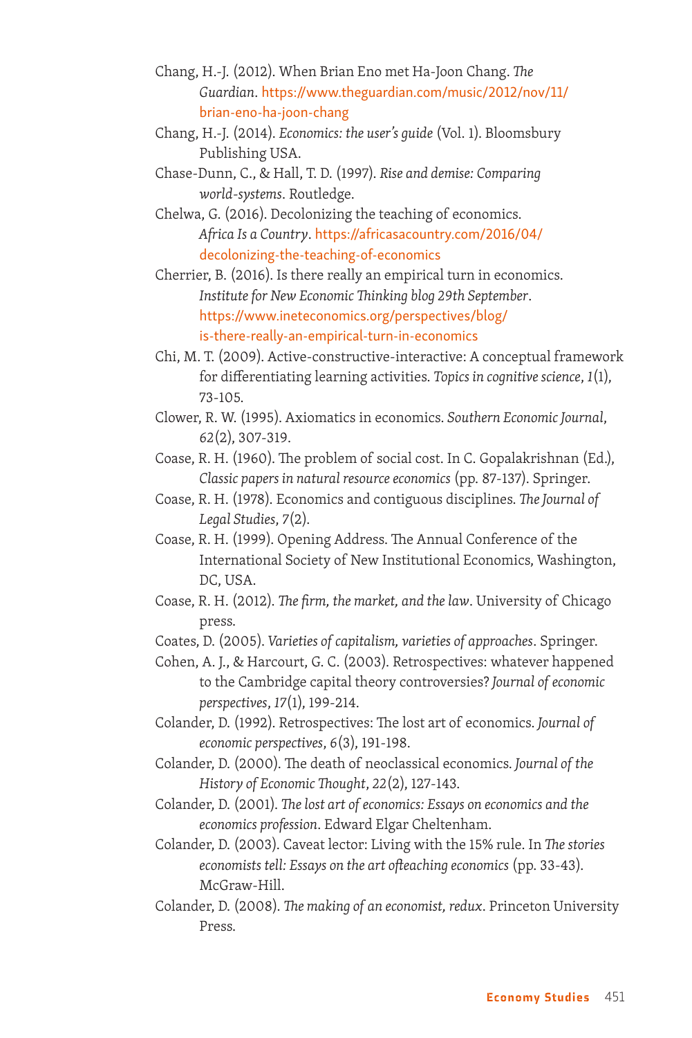Chang, H.-J. (2012). When Brian Eno met Ha-Joon Chang. *The Guardian*. https://www.theguardian.com/music/2012/nov/11/brian-eno-ha-joon-chang

Chang, H.-J. (2014). *Economics: the user's guide* (Vol. 1). Bloomsbury Publishing USA.

Chase-Dunn, C., & Hall, T. D. (1997). *Rise and demise: Comparing world-systems*. Routledge.

Chelwa, G. (2016). Decolonizing the teaching of economics. *Africa Is a Country*. https://africasacountry.com/2016/04/decolonizing-the-teaching-of-economics

Cherrier, B. (2016). Is there really an empirical turn in economics. *Institute for New Economic Thinking blog 29th September*. https://www.ineteconomics.org/perspectives/blog/is-there-really-an-empirical-turn-in-economics

Chi, M. T. (2009). Active-constructive-interactive: A conceptual framework for differentiating learning activities. *Topics in cognitive science*, *1*(1), 73-105.

Clower, R. W. (1995). Axiomatics in economics. *Southern Economic Journal*, *62*(2), 307-319.

Coase, R. H. (1960). The problem of social cost. In C. Gopalakrishnan (Ed.), *Classic papers in natural resource economics* (pp. 87-137). Springer.

Coase, R. H. (1978). Economics and contiguous disciplines. *The Journal of Legal Studies*, *7*(2).

Coase, R. H. (1999). Opening Address. The Annual Conference of the International Society of New Institutional Economics, Washington, DC, USA.

Coase, R. H. (2012). *The firm, the market, and the law*. University of Chicago press.

Coates, D. (2005). *Varieties of capitalism, varieties of approaches*. Springer.

Cohen, A. J., & Harcourt, G. C. (2003). Retrospectives: whatever happened to the Cambridge capital theory controversies? *Journal of economic perspectives*, *17*(1), 199-214.

Colander, D. (1992). Retrospectives: The lost art of economics. *Journal of economic perspectives*, *6*(3), 191-198.

Colander, D. (2000). The death of neoclassical economics. *Journal of the History of Economic Thought*, *22*(2), 127-143.

Colander, D. (2001). *The lost art of economics: Essays on economics and the economics profession*. Edward Elgar Cheltenham.

Colander, D. (2003). Caveat lector: Living with the 15% rule. In *The stories economists tell: Essays on the art ofteaching economics* (pp. 33-43). McGraw-Hill.

Colander, D. (2008). *The making of an economist, redux*. Princeton University Press.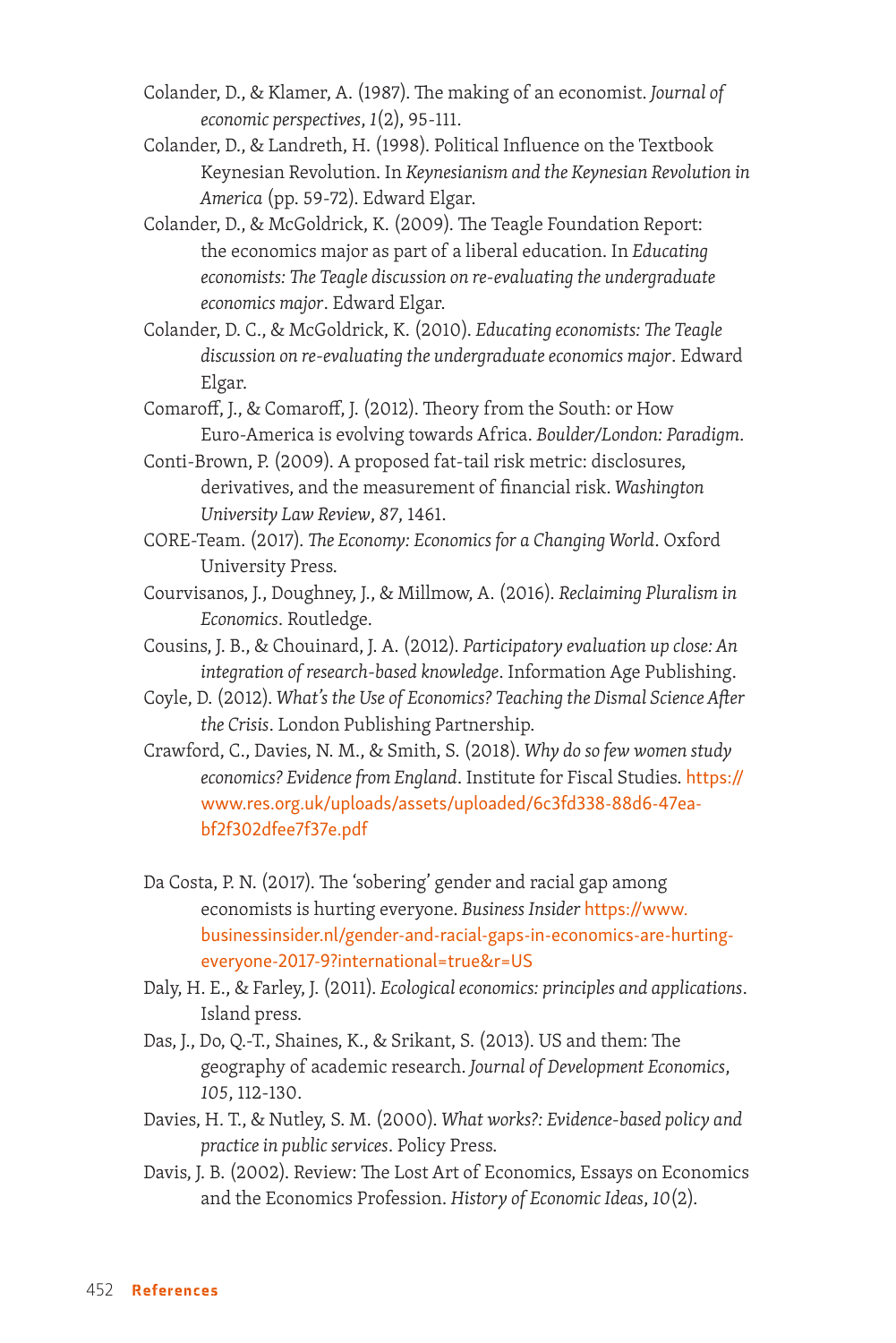Colander, D., & Klamer, A. (1987). The making of an economist. *Journal of economic perspectives*, *1*(2), 95-111.

Colander, D., & Landreth, H. (1998). Political Influence on the Textbook Keynesian Revolution. In *Keynesianism and the Keynesian Revolution in America* (pp. 59-72). Edward Elgar.

Colander, D., & McGoldrick, K. (2009). The Teagle Foundation Report: the economics major as part of a liberal education. In *Educating economists: The Teagle discussion on re-evaluating the undergraduate economics major*. Edward Elgar.

Colander, D. C., & McGoldrick, K. (2010). *Educating economists: The Teagle discussion on re-evaluating the undergraduate economics major*. Edward Elgar.

Comaroff, J., & Comaroff, J. (2012). Theory from the South: or How Euro-America is evolving towards Africa. *Boulder/London: Paradigm*.

Conti-Brown, P. (2009). A proposed fat-tail risk metric: disclosures, derivatives, and the measurement of financial risk. *Washington University Law Review*, *87*, 1461.

CORE-Team. (2017). *The Economy: Economics for a Changing World*. Oxford University Press.

Courvisanos, J., Doughney, J., & Millmow, A. (2016). *Reclaiming Pluralism in Economics*. Routledge.

Cousins, J. B., & Chouinard, J. A. (2012). *Participatory evaluation up close: An integration of research-based knowledge*. Information Age Publishing.

Coyle, D. (2012). *What's the Use of Economics? Teaching the Dismal Science After the Crisis*. London Publishing Partnership.

Crawford, C., Davies, N. M., & Smith, S. (2018). *Why do so few women study economics? Evidence from England*. Institute for Fiscal Studies. https://www.res.org.uk/uploads/assets/uploaded/6c3fd338-88d6-47ea-bf2f302dfee7f37e.pdf

Da Costa, P. N. (2017). The 'sobering' gender and racial gap among economists is hurting everyone. *Business Insider* https://www.businessinsider.nl/gender-and-racial-gaps-in-economics-are-hurting-everyone-2017-9?international=true&r=US

Daly, H. E., & Farley, J. (2011). *Ecological economics: principles and applications*. Island press.

Das, J., Do, Q.-T., Shaines, K., & Srikant, S. (2013). US and them: The geography of academic research. *Journal of Development Economics*, *105*, 112-130.

Davies, H. T., & Nutley, S. M. (2000). *What works?: Evidence-based policy and practice in public services*. Policy Press.

Davis, J. B. (2002). Review: The Lost Art of Economics, Essays on Economics and the Economics Profession. *History of Economic Ideas*, *10*(2).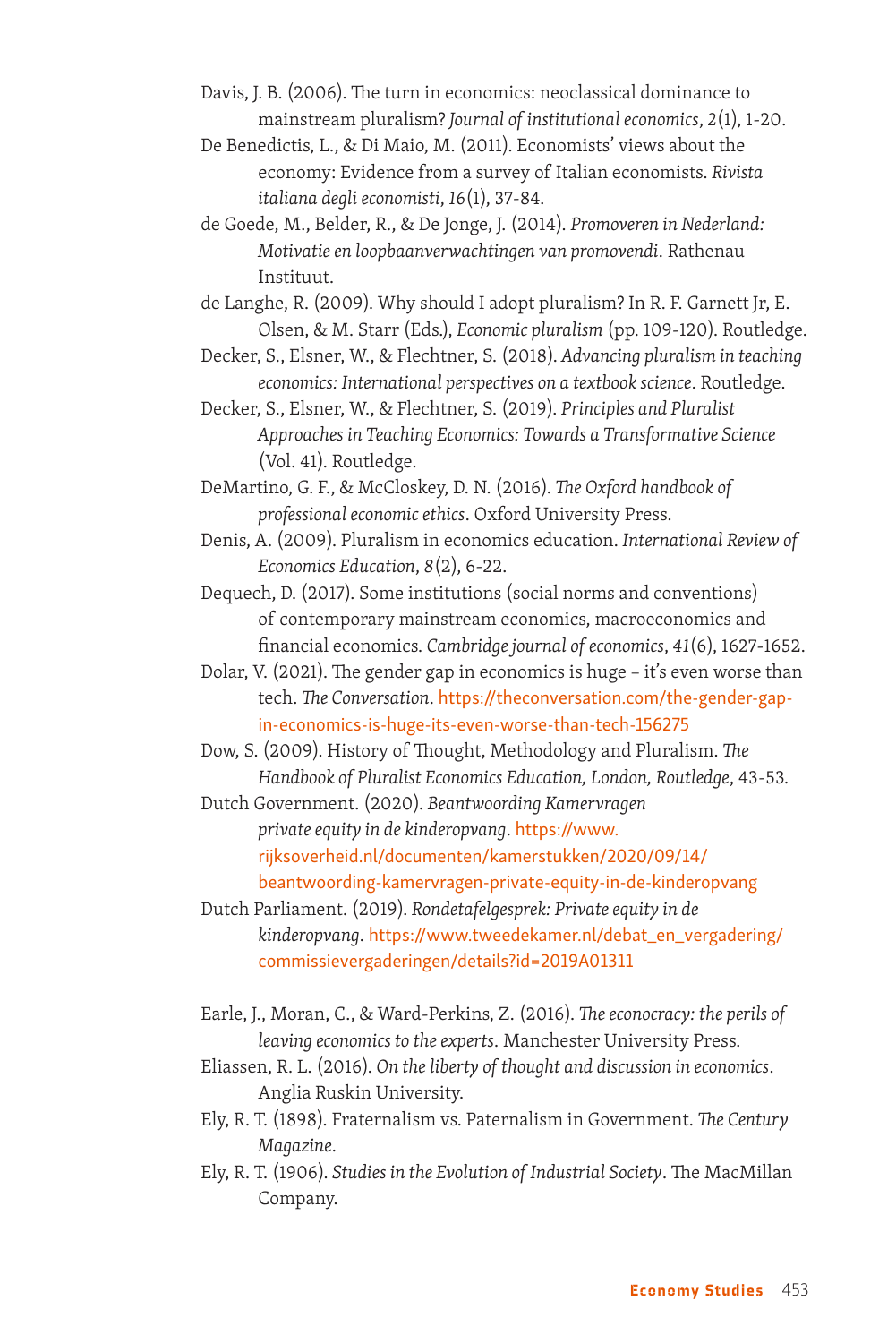Davis, J. B. (2006). The turn in economics: neoclassical dominance to mainstream pluralism? *Journal of institutional economics*, *2*(1), 1-20.

De Benedictis, L., & Di Maio, M. (2011). Economists' views about the economy: Evidence from a survey of Italian economists. *Rivista italiana degli economisti*, *16*(1), 37-84.

de Goede, M., Belder, R., & De Jonge, J. (2014). *Promoveren in Nederland: Motivatie en loopbaanverwachtingen van promovendi*. Rathenau Instituut.

de Langhe, R. (2009). Why should I adopt pluralism? In R. F. Garnett Jr, E. Olsen, & M. Starr (Eds.), *Economic pluralism* (pp. 109-120). Routledge.

Decker, S., Elsner, W., & Flechtner, S. (2018). *Advancing pluralism in teaching economics: International perspectives on a textbook science*. Routledge.

Decker, S., Elsner, W., & Flechtner, S. (2019). *Principles and Pluralist Approaches in Teaching Economics: Towards a Transformative Science* (Vol. 41). Routledge.

DeMartino, G. F., & McCloskey, D. N. (2016). *The Oxford handbook of professional economic ethics*. Oxford University Press.

Denis, A. (2009). Pluralism in economics education. *International Review of Economics Education*, *8*(2), 6-22.

Dequech, D. (2017). Some institutions (social norms and conventions) of contemporary mainstream economics, macroeconomics and financial economics. *Cambridge journal of economics*, *41*(6), 1627-1652.

Dolar, V. (2021). The gender gap in economics is huge – it's even worse than tech. *The Conversation*. https://theconversation.com/the-gender-gap-in-economics-is-huge-its-even-worse-than-tech-156275

Dow, S. (2009). History of Thought, Methodology and Pluralism. *The Handbook of Pluralist Economics Education, London, Routledge*, 43-53.

Dutch Government. (2020). *Beantwoording Kamervragen private equity in de kinderopvang*. https://www.rijksoverheid.nl/documenten/kamerstukken/2020/09/14/beantwoording-kamervragen-private-equity-in-de-kinderopvang

Dutch Parliament. (2019). *Rondetafelgesprek: Private equity in de kinderopvang*. https://www.tweedekamer.nl/debat_en_vergadering/commissievergaderingen/details?id=2019A01311

Earle, J., Moran, C., & Ward-Perkins, Z. (2016). *The econocracy: the perils of leaving economics to the experts*. Manchester University Press.

Eliassen, R. L. (2016). *On the liberty of thought and discussion in economics*. Anglia Ruskin University.

Ely, R. T. (1898). Fraternalism vs. Paternalism in Government. *The Century Magazine*.

Ely, R. T. (1906). *Studies in the Evolution of Industrial Society*. The MacMillan Company.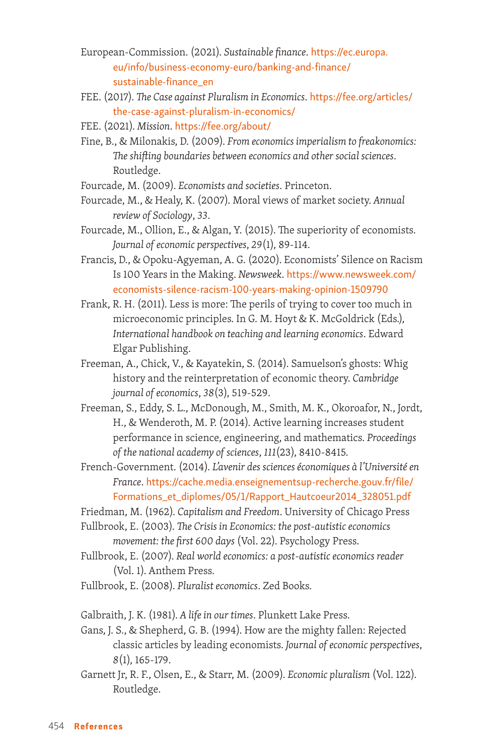European-Commission. (2021). *Sustainable finance*. https://ec.europa.eu/info/business-economy-euro/banking-and-finance/sustainable-finance_en

FEE. (2017). *The Case against Pluralism in Economics*. https://fee.org/articles/the-case-against-pluralism-in-economics/

FEE. (2021). *Mission*. https://fee.org/about/

Fine, B., & Milonakis, D. (2009). *From economics imperialism to freakonomics: The shifting boundaries between economics and other social sciences*. Routledge.

Fourcade, M. (2009). *Economists and societies*. Princeton.

Fourcade, M., & Healy, K. (2007). Moral views of market society. *Annual review of Sociology*, *33*.

Fourcade, M., Ollion, E., & Algan, Y. (2015). The superiority of economists. *Journal of economic perspectives*, *29*(1), 89-114.

Francis, D., & Opoku-Agyeman, A. G. (2020). Economists' Silence on Racism Is 100 Years in the Making. *Newsweek*. https://www.newsweek.com/economists-silence-racism-100-years-making-opinion-1509790

Frank, R. H. (2011). Less is more: The perils of trying to cover too much in microeconomic principles. In G. M. Hoyt & K. McGoldrick (Eds.), *International handbook on teaching and learning economics*. Edward Elgar Publishing.

Freeman, A., Chick, V., & Kayatekin, S. (2014). Samuelson's ghosts: Whig history and the reinterpretation of economic theory. *Cambridge journal of economics*, *38*(3), 519-529.

Freeman, S., Eddy, S. L., McDonough, M., Smith, M. K., Okoroafor, N., Jordt, H., & Wenderoth, M. P. (2014). Active learning increases student performance in science, engineering, and mathematics. *Proceedings of the national academy of sciences*, *111*(23), 8410-8415.

French-Government. (2014). *L'avenir des sciences économiques à l'Université en France*. https://cache.media.enseignementsup-recherche.gouv.fr/file/Formations_et_diplomes/05/1/Rapport_Hautcoeur2014_328051.pdf

Friedman, M. (1962). *Capitalism and Freedom*. University of Chicago Press

Fullbrook, E. (2003). *The Crisis in Economics: the post-autistic economics movement: the first 600 days* (Vol. 22). Psychology Press.

Fullbrook, E. (2007). *Real world economics: a post-autistic economics reader* (Vol. 1). Anthem Press.

Fullbrook, E. (2008). *Pluralist economics*. Zed Books.

Galbraith, J. K. (1981). *A life in our times*. Plunkett Lake Press.

Gans, J. S., & Shepherd, G. B. (1994). How are the mighty fallen: Rejected classic articles by leading economists. *Journal of economic perspectives*, *8*(1), 165-179.

Garnett Jr, R. F., Olsen, E., & Starr, M. (2009). *Economic pluralism* (Vol. 122). Routledge.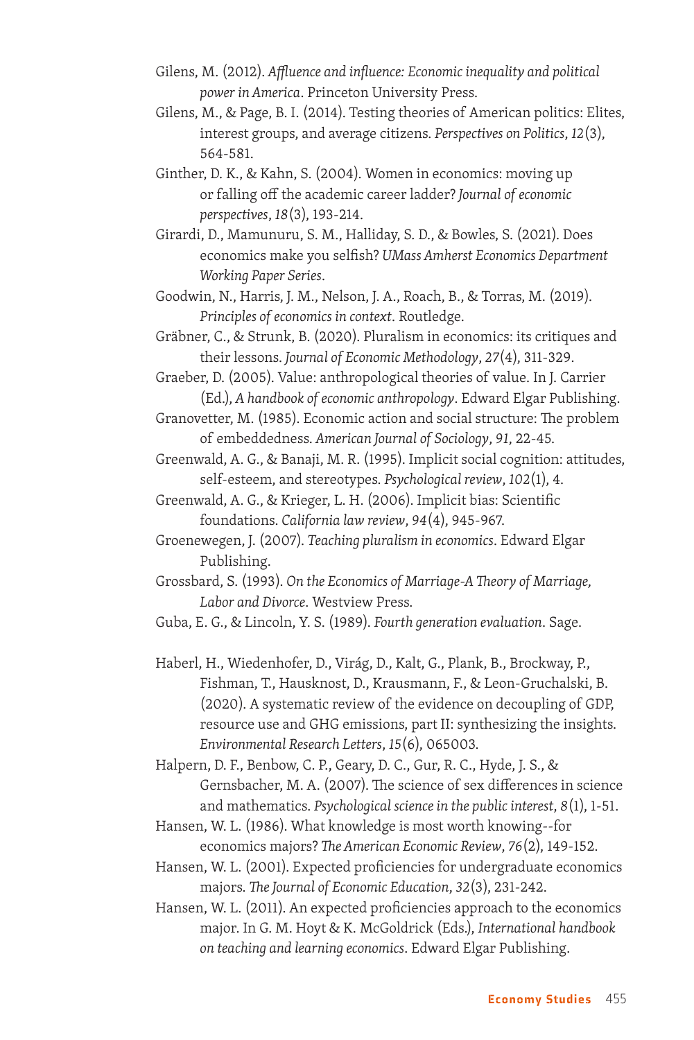Gilens, M. (2012). *Affluence and influence: Economic inequality and political power in America*. Princeton University Press.

Gilens, M., & Page, B. I. (2014). Testing theories of American politics: Elites, interest groups, and average citizens. *Perspectives on Politics*, *12*(3), 564-581.

Ginther, D. K., & Kahn, S. (2004). Women in economics: moving up or falling off the academic career ladder? *Journal of economic perspectives*, *18*(3), 193-214.

Girardi, D., Mamunuru, S. M., Halliday, S. D., & Bowles, S. (2021). Does economics make you selfish? *UMass Amherst Economics Department Working Paper Series*.

Goodwin, N., Harris, J. M., Nelson, J. A., Roach, B., & Torras, M. (2019). *Principles of economics in context*. Routledge.

Gräbner, C., & Strunk, B. (2020). Pluralism in economics: its critiques and their lessons. *Journal of Economic Methodology*, *27*(4), 311-329.

Graeber, D. (2005). Value: anthropological theories of value. In J. Carrier (Ed.), *A handbook of economic anthropology*. Edward Elgar Publishing.

Granovetter, M. (1985). Economic action and social structure: The problem of embeddedness. *American Journal of Sociology*, *91*, 22-45.

Greenwald, A. G., & Banaji, M. R. (1995). Implicit social cognition: attitudes, self-esteem, and stereotypes. *Psychological review*, *102*(1), 4.

Greenwald, A. G., & Krieger, L. H. (2006). Implicit bias: Scientific foundations. *California law review*, *94*(4), 945-967.

Groenewegen, J. (2007). *Teaching pluralism in economics*. Edward Elgar Publishing.

Grossbard, S. (1993). *On the Economics of Marriage-A Theory of Marriage, Labor and Divorce*. Westview Press.

Guba, E. G., & Lincoln, Y. S. (1989). *Fourth generation evaluation*. Sage.

Haberl, H., Wiedenhofer, D., Virág, D., Kalt, G., Plank, B., Brockway, P., Fishman, T., Hausknost, D., Krausmann, F., & Leon-Gruchalski, B. (2020). A systematic review of the evidence on decoupling of GDP, resource use and GHG emissions, part II: synthesizing the insights. *Environmental Research Letters*, *15*(6), 065003.

Halpern, D. F., Benbow, C. P., Geary, D. C., Gur, R. C., Hyde, J. S., & Gernsbacher, M. A. (2007). The science of sex differences in science and mathematics. *Psychological science in the public interest*, *8*(1), 1-51.

Hansen, W. L. (1986). What knowledge is most worth knowing--for economics majors? *The American Economic Review*, *76*(2), 149-152.

Hansen, W. L. (2001). Expected proficiencies for undergraduate economics majors. *The Journal of Economic Education*, *32*(3), 231-242.

Hansen, W. L. (2011). An expected proficiencies approach to the economics major. In G. M. Hoyt & K. McGoldrick (Eds.), *International handbook on teaching and learning economics*. Edward Elgar Publishing.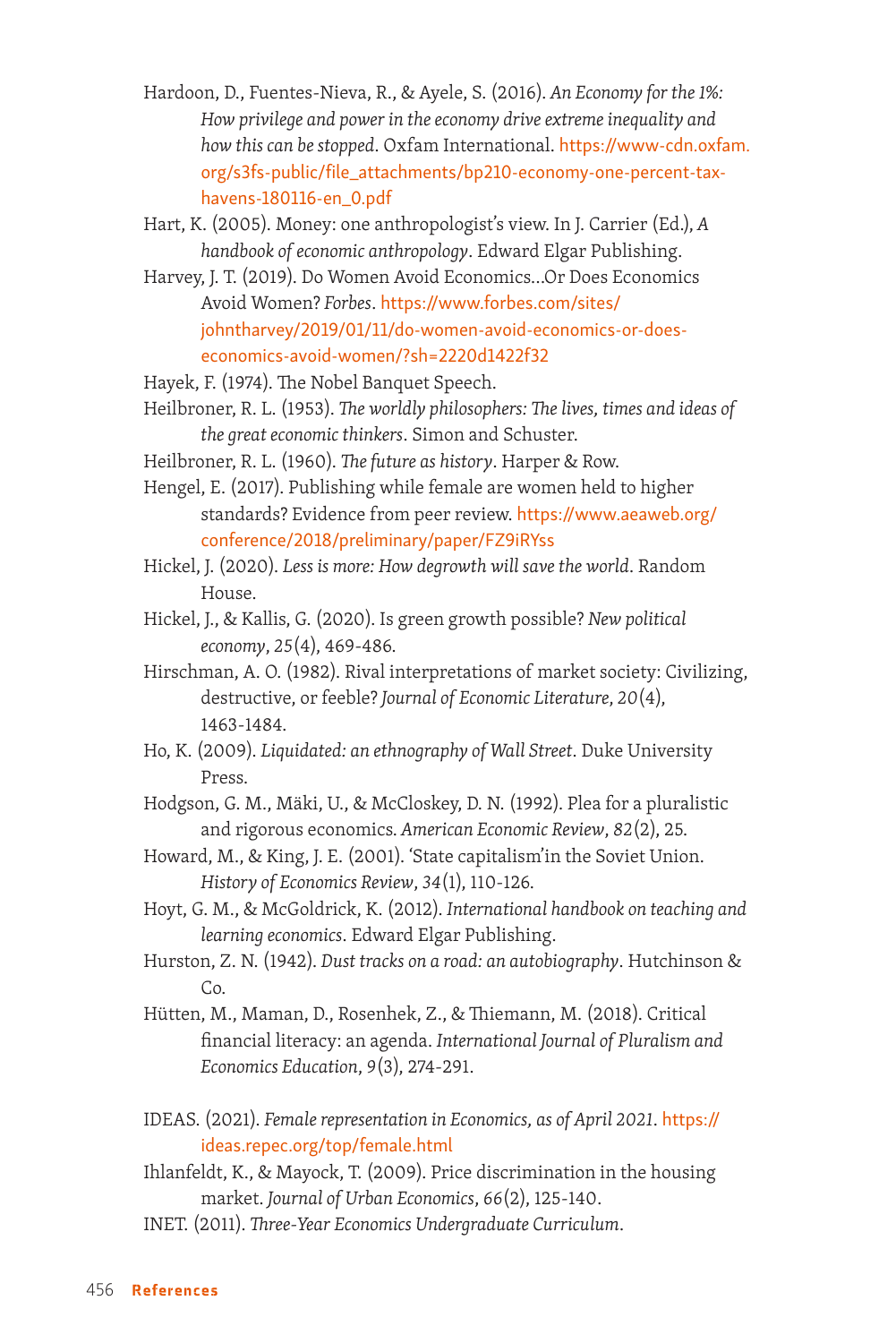Hardoon, D., Fuentes-Nieva, R., & Ayele, S. (2016). *An Economy for the 1%: How privilege and power in the economy drive extreme inequality and how this can be stopped*. Oxfam International. https://www-cdn.oxfam.org/s3fs-public/file_attachments/bp210-economy-one-percent-tax-havens-180116-en_0.pdf

Hart, K. (2005). Money: one anthropologist's view. In J. Carrier (Ed.), *A handbook of economic anthropology*. Edward Elgar Publishing.

Harvey, J. T. (2019). Do Women Avoid Economics...Or Does Economics Avoid Women? *Forbes*. https://www.forbes.com/sites/johntharvey/2019/01/11/do-women-avoid-economics-or-does-economics-avoid-women/?sh=2220d1422f32

Hayek, F. (1974). The Nobel Banquet Speech.

Heilbroner, R. L. (1953). *The worldly philosophers: The lives, times and ideas of the great economic thinkers*. Simon and Schuster.

Heilbroner, R. L. (1960). *The future as history*. Harper & Row.

Hengel, E. (2017). Publishing while female are women held to higher standards? Evidence from peer review. https://www.aeaweb.org/conference/2018/preliminary/paper/FZ9iRYss

Hickel, J. (2020). *Less is more: How degrowth will save the world*. Random House.

Hickel, J., & Kallis, G. (2020). Is green growth possible? *New political economy*, *25*(4), 469-486.

Hirschman, A. O. (1982). Rival interpretations of market society: Civilizing, destructive, or feeble? *Journal of Economic Literature*, *20*(4), 1463-1484.

Ho, K. (2009). *Liquidated: an ethnography of Wall Street*. Duke University Press.

Hodgson, G. M., Mäki, U., & McCloskey, D. N. (1992). Plea for a pluralistic and rigorous economics. *American Economic Review*, *82*(2), 25.

Howard, M., & King, J. E. (2001). 'State capitalism'in the Soviet Union. *History of Economics Review*, *34*(1), 110-126.

Hoyt, G. M., & McGoldrick, K. (2012). *International handbook on teaching and learning economics*. Edward Elgar Publishing.

Hurston, Z. N. (1942). *Dust tracks on a road: an autobiography*. Hutchinson & Co.

Hütten, M., Maman, D., Rosenhek, Z., & Thiemann, M. (2018). Critical financial literacy: an agenda. *International Journal of Pluralism and Economics Education*, *9*(3), 274-291.

IDEAS. (2021). *Female representation in Economics, as of April 2021*. https://ideas.repec.org/top/female.html

Ihlanfeldt, K., & Mayock, T. (2009). Price discrimination in the housing market. *Journal of Urban Economics*, *66*(2), 125-140.

INET. (2011). *Three-Year Economics Undergraduate Curriculum*.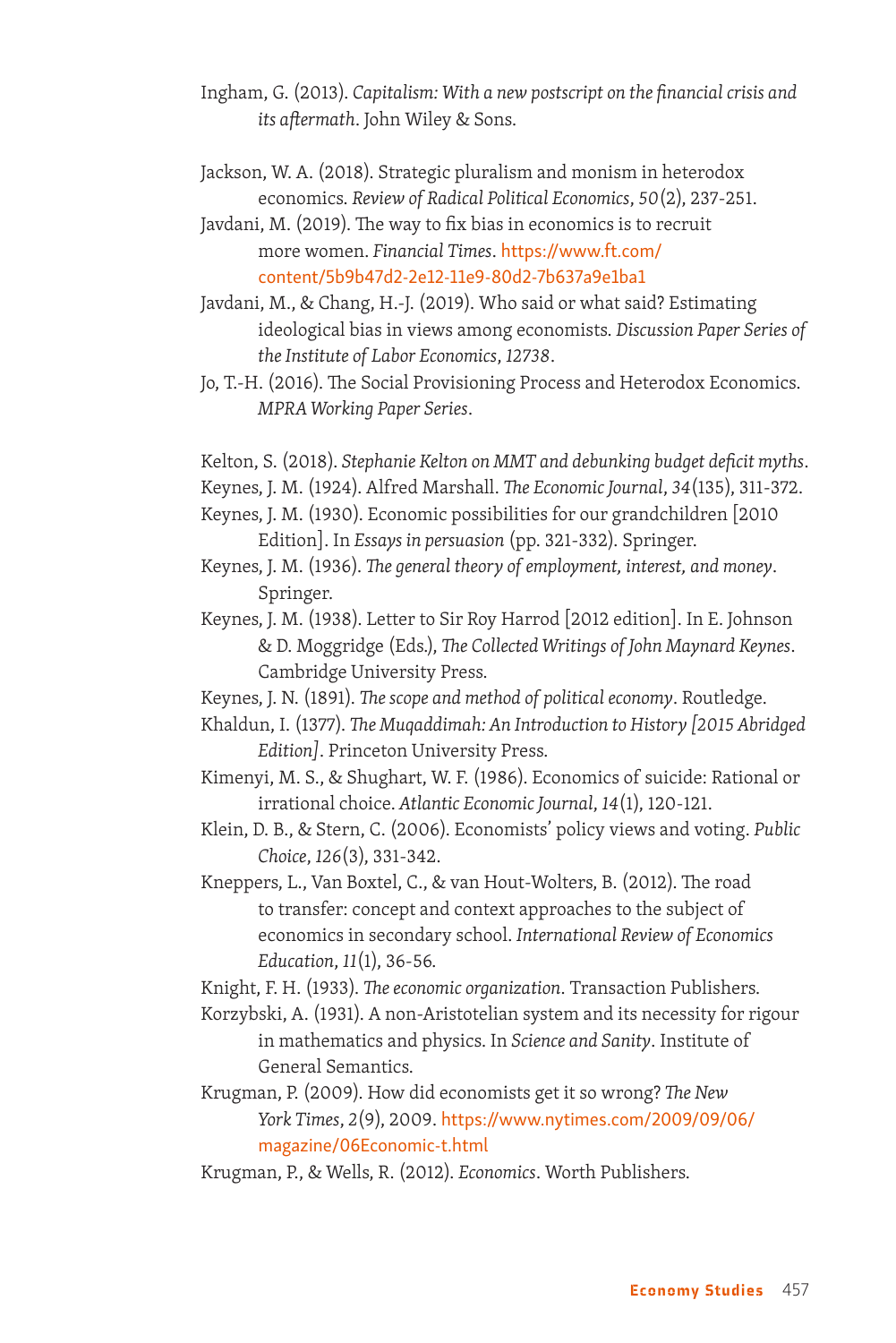Ingham, G. (2013). *Capitalism: With a new postscript on the financial crisis and its aftermath*. John Wiley & Sons.

Jackson, W. A. (2018). Strategic pluralism and monism in heterodox economics. *Review of Radical Political Economics*, *50*(2), 237-251.

Javdani, M. (2019). The way to fix bias in economics is to recruit more women. *Financial Times*. https://www.ft.com/content/5b9b47d2-2e12-11e9-80d2-7b637a9e1ba1

Javdani, M., & Chang, H.-J. (2019). Who said or what said? Estimating ideological bias in views among economists. *Discussion Paper Series of the Institute of Labor Economics*, *12738*.

Jo, T.-H. (2016). The Social Provisioning Process and Heterodox Economics. *MPRA Working Paper Series*.

Kelton, S. (2018). *Stephanie Kelton on MMT and debunking budget deficit myths*.

Keynes, J. M. (1924). Alfred Marshall. *The Economic Journal*, *34*(135), 311-372.

Keynes, J. M. (1930). Economic possibilities for our grandchildren [2010 Edition]. In *Essays in persuasion* (pp. 321-332). Springer.

Keynes, J. M. (1936). *The general theory of employment, interest, and money*. Springer.

Keynes, J. M. (1938). Letter to Sir Roy Harrod [2012 edition]. In E. Johnson & D. Moggridge (Eds.), *The Collected Writings of John Maynard Keynes*. Cambridge University Press.

Keynes, J. N. (1891). *The scope and method of political economy*. Routledge.

Khaldun, I. (1377). *The Muqaddimah: An Introduction to History [2015 Abridged Edition]*. Princeton University Press.

Kimenyi, M. S., & Shughart, W. F. (1986). Economics of suicide: Rational or irrational choice. *Atlantic Economic Journal*, *14*(1), 120-121.

Klein, D. B., & Stern, C. (2006). Economists' policy views and voting. *Public Choice*, *126*(3), 331-342.

Kneppers, L., Van Boxtel, C., & van Hout-Wolters, B. (2012). The road to transfer: concept and context approaches to the subject of economics in secondary school. *International Review of Economics Education*, *11*(1), 36-56.

Knight, F. H. (1933). *The economic organization*. Transaction Publishers.

Korzybski, A. (1931). A non-Aristotelian system and its necessity for rigour in mathematics and physics. In *Science and Sanity*. Institute of General Semantics.

Krugman, P. (2009). How did economists get it so wrong? *The New York Times*, *2*(9), 2009. https://www.nytimes.com/2009/09/06/magazine/06Economic-t.html

Krugman, P., & Wells, R. (2012). *Economics*. Worth Publishers.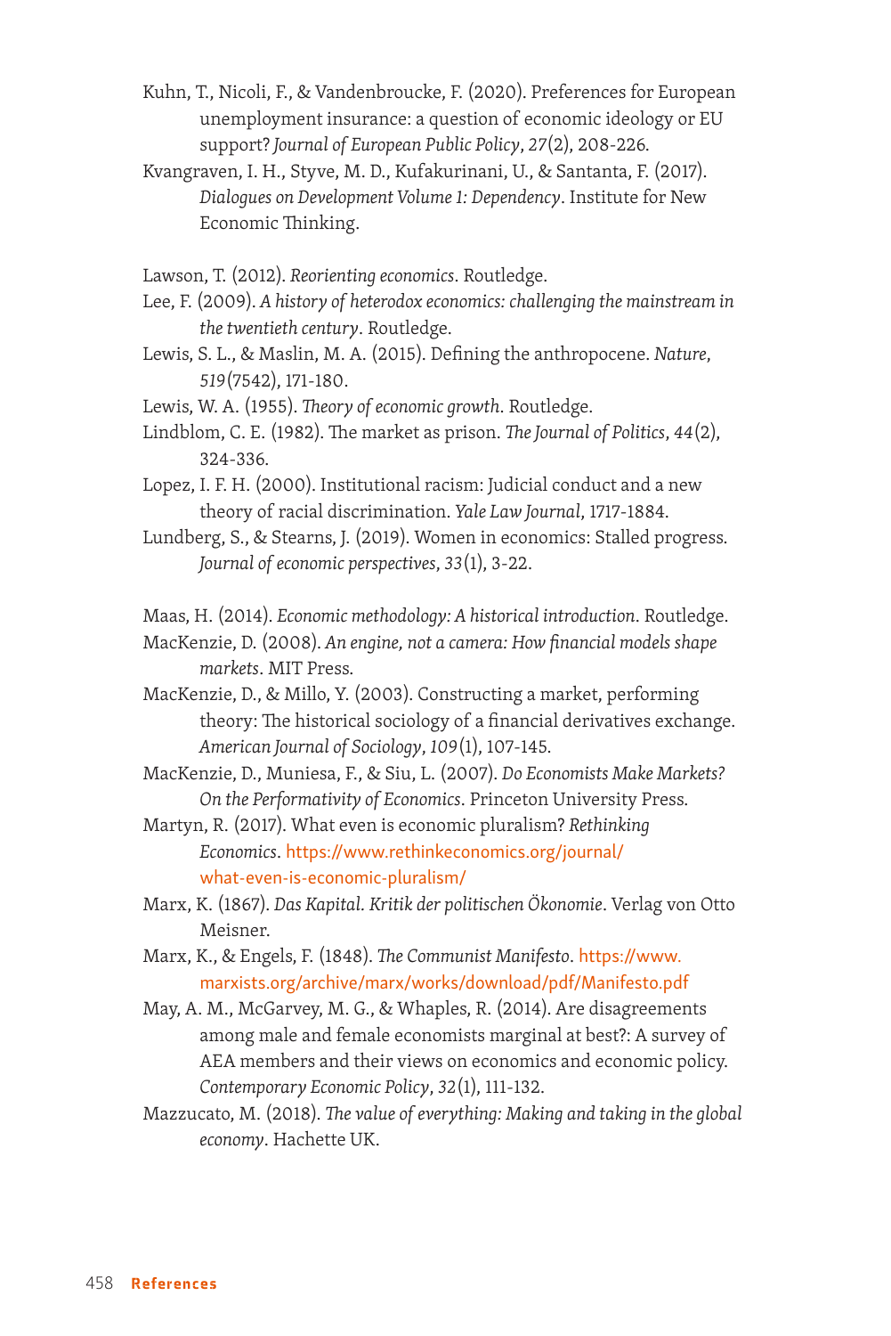Kuhn, T., Nicoli, F., & Vandenbroucke, F. (2020). Preferences for European unemployment insurance: a question of economic ideology or EU support? *Journal of European Public Policy*, *27*(2), 208-226.

Kvangraven, I. H., Styve, M. D., Kufakurinani, U., & Santanta, F. (2017). *Dialogues on Development Volume 1: Dependency*. Institute for New Economic Thinking.

Lawson, T. (2012). *Reorienting economics*. Routledge.

Lee, F. (2009). *A history of heterodox economics: challenging the mainstream in the twentieth century*. Routledge.

Lewis, S. L., & Maslin, M. A. (2015). Defining the anthropocene. *Nature*, *519*(7542), 171-180.

Lewis, W. A. (1955). *Theory of economic growth*. Routledge.

Lindblom, C. E. (1982). The market as prison. *The Journal of Politics*, *44*(2), 324-336.

Lopez, I. F. H. (2000). Institutional racism: Judicial conduct and a new theory of racial discrimination. *Yale Law Journal*, 1717-1884.

Lundberg, S., & Stearns, J. (2019). Women in economics: Stalled progress. *Journal of economic perspectives*, *33*(1), 3-22.

Maas, H. (2014). *Economic methodology: A historical introduction*. Routledge.

MacKenzie, D. (2008). *An engine, not a camera: How financial models shape markets*. MIT Press.

MacKenzie, D., & Millo, Y. (2003). Constructing a market, performing theory: The historical sociology of a financial derivatives exchange. *American Journal of Sociology*, *109*(1), 107-145.

MacKenzie, D., Muniesa, F., & Siu, L. (2007). *Do Economists Make Markets? On the Performativity of Economics*. Princeton University Press.

Martyn, R. (2017). What even is economic pluralism? *Rethinking Economics*. https://www.rethinkeconomics.org/journal/what-even-is-economic-pluralism/

Marx, K. (1867). *Das Kapital. Kritik der politischen Ökonomie*. Verlag von Otto Meisner.

Marx, K., & Engels, F. (1848). *The Communist Manifesto*. https://www.marxists.org/archive/marx/works/download/pdf/Manifesto.pdf

May, A. M., McGarvey, M. G., & Whaples, R. (2014). Are disagreements among male and female economists marginal at best?: A survey of AEA members and their views on economics and economic policy. *Contemporary Economic Policy*, *32*(1), 111-132.

Mazzucato, M. (2018). *The value of everything: Making and taking in the global economy*. Hachette UK.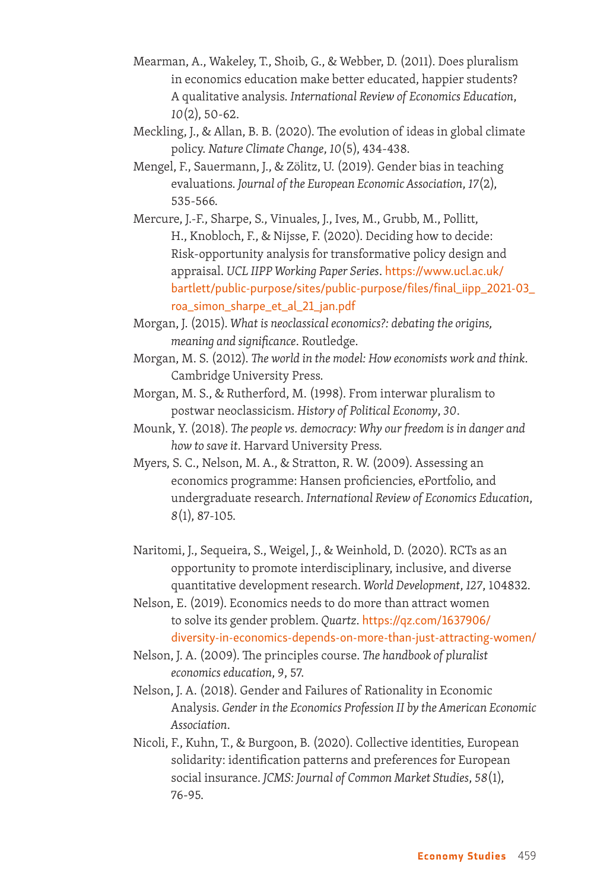Mearman, A., Wakeley, T., Shoib, G., & Webber, D. (2011). Does pluralism in economics education make better educated, happier students? A qualitative analysis. *International Review of Economics Education*, *10*(2), 50-62.

Meckling, J., & Allan, B. B. (2020). The evolution of ideas in global climate policy. *Nature Climate Change*, *10*(5), 434-438.

Mengel, F., Sauermann, J., & Zölitz, U. (2019). Gender bias in teaching evaluations. *Journal of the European Economic Association*, *17*(2), 535-566.

Mercure, J.-F., Sharpe, S., Vinuales, J., Ives, M., Grubb, M., Pollitt, H., Knobloch, F., & Nijsse, F. (2020). Deciding how to decide: Risk-opportunity analysis for transformative policy design and appraisal. *UCL IIPP Working Paper Series*. https://www.ucl.ac.uk/bartlett/public-purpose/sites/public-purpose/files/final_iipp_2021-03_roa_simon_sharpe_et_al_21_jan.pdf

Morgan, J. (2015). *What is neoclassical economics?: debating the origins, meaning and significance*. Routledge.

Morgan, M. S. (2012). *The world in the model: How economists work and think*. Cambridge University Press.

Morgan, M. S., & Rutherford, M. (1998). From interwar pluralism to postwar neoclassicism. *History of Political Economy*, *30*.

Mounk, Y. (2018). *The people vs. democracy: Why our freedom is in danger and how to save it*. Harvard University Press.

Myers, S. C., Nelson, M. A., & Stratton, R. W. (2009). Assessing an economics programme: Hansen proficiencies, ePortfolio, and undergraduate research. *International Review of Economics Education*, *8*(1), 87-105.

Naritomi, J., Sequeira, S., Weigel, J., & Weinhold, D. (2020). RCTs as an opportunity to promote interdisciplinary, inclusive, and diverse quantitative development research. *World Development*, *127*, 104832.

Nelson, E. (2019). Economics needs to do more than attract women to solve its gender problem. *Quartz*. https://qz.com/1637906/diversity-in-economics-depends-on-more-than-just-attracting-women/

Nelson, J. A. (2009). The principles course. *The handbook of pluralist economics education*, *9*, 57.

Nelson, J. A. (2018). Gender and Failures of Rationality in Economic Analysis. *Gender in the Economics Profession II by the American Economic Association*.

Nicoli, F., Kuhn, T., & Burgoon, B. (2020). Collective identities, European solidarity: identification patterns and preferences for European social insurance. *JCMS: Journal of Common Market Studies*, *58*(1), 76-95.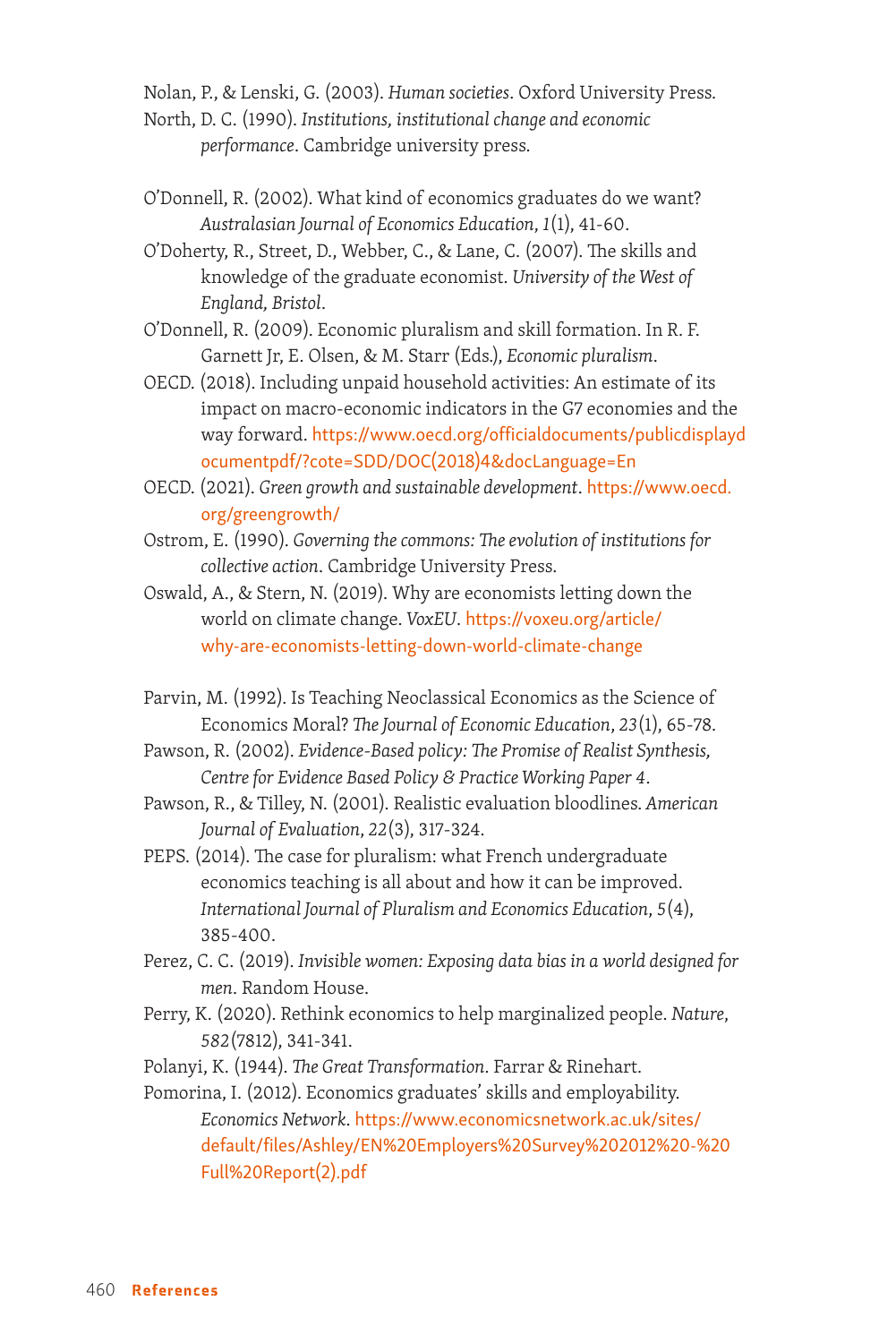Nolan, P., & Lenski, G. (2003). *Human societies*. Oxford University Press.

North, D. C. (1990). *Institutions, institutional change and economic performance*. Cambridge university press.

O'Donnell, R. (2002). What kind of economics graduates do we want? *Australasian Journal of Economics Education*, *1*(1), 41-60.

O'Doherty, R., Street, D., Webber, C., & Lane, C. (2007). The skills and knowledge of the graduate economist. *University of the West of England, Bristol*.

O'Donnell, R. (2009). Economic pluralism and skill formation. In R. F. Garnett Jr, E. Olsen, & M. Starr (Eds.), *Economic pluralism*.

OECD. (2018). Including unpaid household activities: An estimate of its impact on macro-economic indicators in the G7 economies and the way forward. https://www.oecd.org/officialdocuments/publicdisplaydocumentpdf/?cote=SDD/DOC(2018)4&docLanguage=En

OECD. (2021). *Green growth and sustainable development*. https://www.oecd.org/greengrowth/

Ostrom, E. (1990). *Governing the commons: The evolution of institutions for collective action*. Cambridge University Press.

Oswald, A., & Stern, N. (2019). Why are economists letting down the world on climate change. *VoxEU*. https://voxeu.org/article/why-are-economists-letting-down-world-climate-change

Parvin, M. (1992). Is Teaching Neoclassical Economics as the Science of Economics Moral? *The Journal of Economic Education*, *23*(1), 65-78.

Pawson, R. (2002). *Evidence-Based policy: The Promise of Realist Synthesis, Centre for Evidence Based Policy & Practice Working Paper 4*.

Pawson, R., & Tilley, N. (2001). Realistic evaluation bloodlines. *American Journal of Evaluation*, *22*(3), 317-324.

PEPS. (2014). The case for pluralism: what French undergraduate economics teaching is all about and how it can be improved. *International Journal of Pluralism and Economics Education*, *5*(4), 385-400.

Perez, C. C. (2019). *Invisible women: Exposing data bias in a world designed for men*. Random House.

Perry, K. (2020). Rethink economics to help marginalized people. *Nature*, *582*(7812), 341-341.

Polanyi, K. (1944). *The Great Transformation*. Farrar & Rinehart.

Pomorina, I. (2012). Economics graduates' skills and employability. *Economics Network*. https://www.economicsnetwork.ac.uk/sites/default/files/Ashley/EN%20Employers%20Survey%202012%20-%20Full%20Report(2).pdf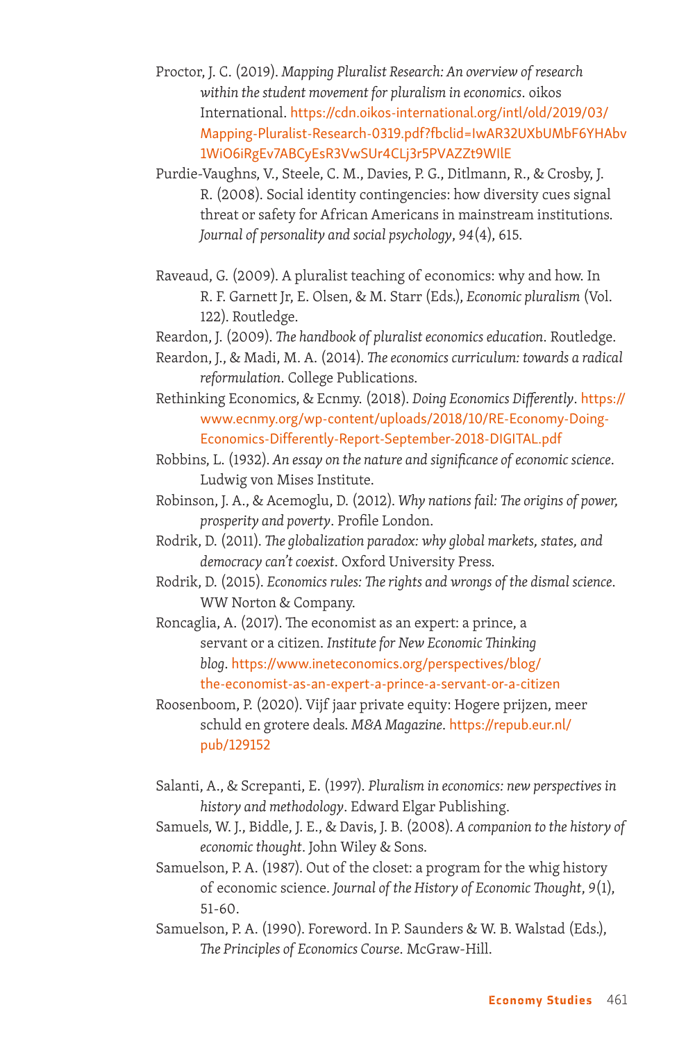Proctor, J. C. (2019). *Mapping Pluralist Research: An overview of research within the student movement for pluralism in economics*. oikos International. https://cdn.oikos-international.org/intl/old/2019/03/Mapping-Pluralist-Research-0319.pdf?fbclid=IwAR32UXbUMbF6YHAbv1WiO6iRgEv7ABCyEsR3VwSUr4CLj3r5PVAZZt9WIlE

Purdie-Vaughns, V., Steele, C. M., Davies, P. G., Ditlmann, R., & Crosby, J. R. (2008). Social identity contingencies: how diversity cues signal threat or safety for African Americans in mainstream institutions. *Journal of personality and social psychology*, *94*(4), 615.

Raveaud, G. (2009). A pluralist teaching of economics: why and how. In R. F. Garnett Jr, E. Olsen, & M. Starr (Eds.), *Economic pluralism* (Vol. 122). Routledge.

Reardon, J. (2009). *The handbook of pluralist economics education*. Routledge.

Reardon, J., & Madi, M. A. (2014). *The economics curriculum: towards a radical reformulation*. College Publications.

Rethinking Economics, & Ecnmy. (2018). *Doing Economics Differently*. https://www.ecnmy.org/wp-content/uploads/2018/10/RE-Economy-Doing-Economics-Differently-Report-September-2018-DIGITAL.pdf

Robbins, L. (1932). *An essay on the nature and significance of economic science*. Ludwig von Mises Institute.

Robinson, J. A., & Acemoglu, D. (2012). *Why nations fail: The origins of power, prosperity and poverty*. Profile London.

Rodrik, D. (2011). *The globalization paradox: why global markets, states, and democracy can't coexist*. Oxford University Press.

Rodrik, D. (2015). *Economics rules: The rights and wrongs of the dismal science*. WW Norton & Company.

Roncaglia, A. (2017). The economist as an expert: a prince, a servant or a citizen. *Institute for New Economic Thinking blog*. https://www.ineteconomics.org/perspectives/blog/the-economist-as-an-expert-a-prince-a-servant-or-a-citizen

Roosenboom, P. (2020). Vijf jaar private equity: Hogere prijzen, meer schuld en grotere deals. *M&A Magazine*. https://repub.eur.nl/pub/129152

Salanti, A., & Screpanti, E. (1997). *Pluralism in economics: new perspectives in history and methodology*. Edward Elgar Publishing.

Samuels, W. J., Biddle, J. E., & Davis, J. B. (2008). *A companion to the history of economic thought*. John Wiley & Sons.

Samuelson, P. A. (1987). Out of the closet: a program for the whig history of economic science. *Journal of the History of Economic Thought*, *9*(1), 51-60.

Samuelson, P. A. (1990). Foreword. In P. Saunders & W. B. Walstad (Eds.), *The Principles of Economics Course*. McGraw-Hill.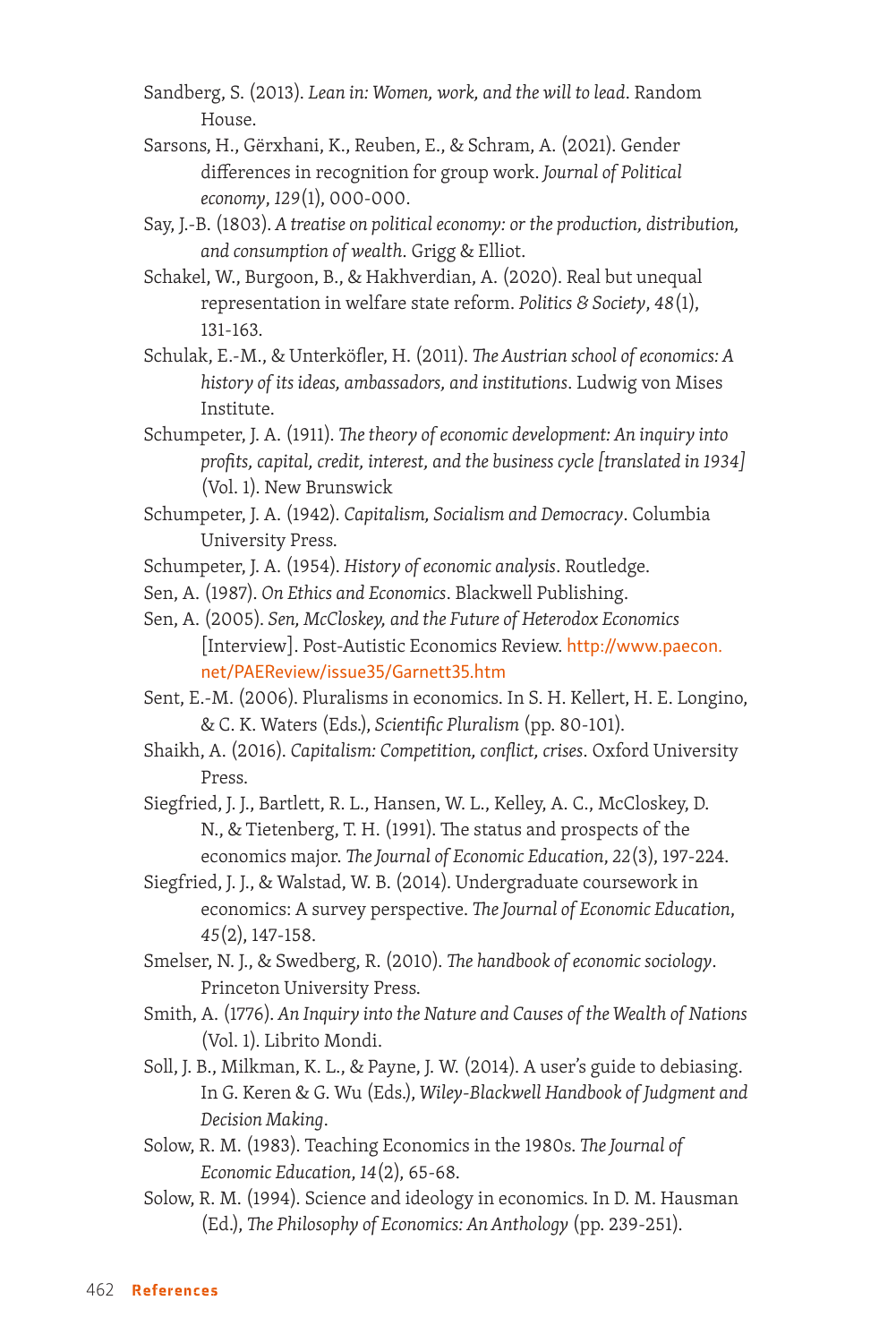Sandberg, S. (2013). *Lean in: Women, work, and the will to lead*. Random House.

Sarsons, H., Gërxhani, K., Reuben, E., & Schram, A. (2021). Gender differences in recognition for group work. *Journal of Political economy*, *129*(1), 000-000.

Say, J.-B. (1803). *A treatise on political economy: or the production, distribution, and consumption of wealth*. Grigg & Elliot.

Schakel, W., Burgoon, B., & Hakhverdian, A. (2020). Real but unequal representation in welfare state reform. *Politics & Society*, *48*(1), 131-163.

Schulak, E.-M., & Unterköfler, H. (2011). *The Austrian school of economics: A history of its ideas, ambassadors, and institutions*. Ludwig von Mises Institute.

Schumpeter, J. A. (1911). *The theory of economic development: An inquiry into profits, capital, credit, interest, and the business cycle [translated in 1934]* (Vol. 1). New Brunswick

Schumpeter, J. A. (1942). *Capitalism, Socialism and Democracy*. Columbia University Press.

Schumpeter, J. A. (1954). *History of economic analysis*. Routledge.

Sen, A. (1987). *On Ethics and Economics*. Blackwell Publishing.

Sen, A. (2005). *Sen, McCloskey, and the Future of Heterodox Economics* [Interview]. Post-Autistic Economics Review. http://www.paecon.net/PAEReview/issue35/Garnett35.htm

Sent, E.-M. (2006). Pluralisms in economics. In S. H. Kellert, H. E. Longino, & C. K. Waters (Eds.), *Scientific Pluralism* (pp. 80-101).

Shaikh, A. (2016). *Capitalism: Competition, conflict, crises*. Oxford University Press.

Siegfried, J. J., Bartlett, R. L., Hansen, W. L., Kelley, A. C., McCloskey, D. N., & Tietenberg, T. H. (1991). The status and prospects of the economics major. *The Journal of Economic Education*, *22*(3), 197-224.

Siegfried, J. J., & Walstad, W. B. (2014). Undergraduate coursework in economics: A survey perspective. *The Journal of Economic Education*, *45*(2), 147-158.

Smelser, N. J., & Swedberg, R. (2010). *The handbook of economic sociology*. Princeton University Press.

Smith, A. (1776). *An Inquiry into the Nature and Causes of the Wealth of Nations* (Vol. 1). Librito Mondi.

Soll, J. B., Milkman, K. L., & Payne, J. W. (2014). A user's guide to debiasing. In G. Keren & G. Wu (Eds.), *Wiley-Blackwell Handbook of Judgment and Decision Making*.

Solow, R. M. (1983). Teaching Economics in the 1980s. *The Journal of Economic Education*, *14*(2), 65-68.

Solow, R. M. (1994). Science and ideology in economics. In D. M. Hausman (Ed.), *The Philosophy of Economics: An Anthology* (pp. 239-251).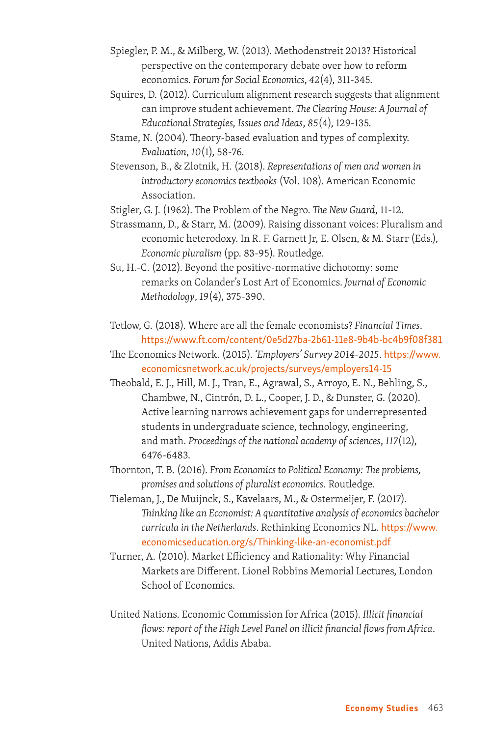Spiegler, P. M., & Milberg, W. (2013). Methodenstreit 2013? Historical perspective on the contemporary debate over how to reform economics. *Forum for Social Economics*, *42*(4), 311-345.

Squires, D. (2012). Curriculum alignment research suggests that alignment can improve student achievement. *The Clearing House: A Journal of Educational Strategies, Issues and Ideas*, *85*(4), 129-135.

Stame, N. (2004). Theory-based evaluation and types of complexity. *Evaluation*, *10*(1), 58-76.

Stevenson, B., & Zlotnik, H. (2018). *Representations of men and women in introductory economics textbooks* (Vol. 108). American Economic Association.

Stigler, G. J. (1962). The Problem of the Negro. *The New Guard*, 11-12.

Strassmann, D., & Starr, M. (2009). Raising dissonant voices: Pluralism and economic heterodoxy. In R. F. Garnett Jr, E. Olsen, & M. Starr (Eds.), *Economic pluralism* (pp. 83-95). Routledge.

Su, H.-C. (2012). Beyond the positive-normative dichotomy: some remarks on Colander's Lost Art of Economics. *Journal of Economic Methodology*, *19*(4), 375-390.

Tetlow, G. (2018). Where are all the female economists? *Financial Times*. https://www.ft.com/content/0e5d27ba-2b61-11e8-9b4b-bc4b9f08f381

The Economics Network. (2015). *'Employers' Survey 2014-2015*. https://www.economicsnetwork.ac.uk/projects/surveys/employers14-15

Theobald, E. J., Hill, M. J., Tran, E., Agrawal, S., Arroyo, E. N., Behling, S., Chambwe, N., Cintrón, D. L., Cooper, J. D., & Dunster, G. (2020). Active learning narrows achievement gaps for underrepresented students in undergraduate science, technology, engineering, and math. *Proceedings of the national academy of sciences*, *117*(12), 6476-6483.

Thornton, T. B. (2016). *From Economics to Political Economy: The problems, promises and solutions of pluralist economics*. Routledge.

Tieleman, J., De Muijnck, S., Kavelaars, M., & Ostermeijer, F. (2017). *Thinking like an Economist: A quantitative analysis of economics bachelor curricula in the Netherlands*. Rethinking Economics NL. https://www.economicseducation.org/s/Thinking-like-an-economist.pdf

Turner, A. (2010). Market Efficiency and Rationality: Why Financial Markets are Different. Lionel Robbins Memorial Lectures, London School of Economics.

United Nations. Economic Commission for Africa (2015). *Illicit financial flows: report of the High Level Panel on illicit financial flows from Africa*. United Nations, Addis Ababa.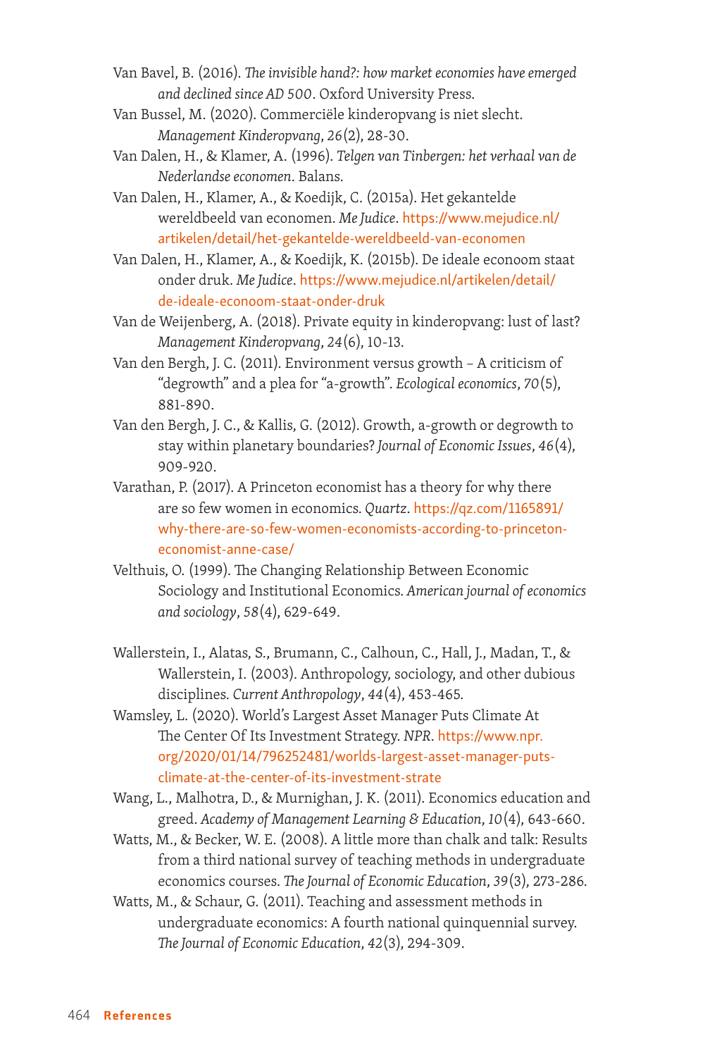Van Bavel, B. (2016). *The invisible hand?: how market economies have emerged and declined since AD 500*. Oxford University Press.

Van Bussel, M. (2020). Commerciële kinderopvang is niet slecht. *Management Kinderopvang*, *26*(2), 28-30.

Van Dalen, H., & Klamer, A. (1996). *Telgen van Tinbergen: het verhaal van de Nederlandse economen*. Balans.

Van Dalen, H., Klamer, A., & Koedijk, C. (2015a). Het gekantelde wereldbeeld van economen. *Me Judice*. https://www.mejudice.nl/artikelen/detail/het-gekantelde-wereldbeeld-van-economen

Van Dalen, H., Klamer, A., & Koedijk, K. (2015b). De ideale econoom staat onder druk. *Me Judice*. https://www.mejudice.nl/artikelen/detail/de-ideale-econoom-staat-onder-druk

Van de Weijenberg, A. (2018). Private equity in kinderopvang: lust of last? *Management Kinderopvang*, *24*(6), 10-13.

Van den Bergh, J. C. (2011). Environment versus growth – A criticism of "degrowth" and a plea for "a-growth". *Ecological economics*, *70*(5), 881-890.

Van den Bergh, J. C., & Kallis, G. (2012). Growth, a-growth or degrowth to stay within planetary boundaries? *Journal of Economic Issues*, *46*(4), 909-920.

Varathan, P. (2017). A Princeton economist has a theory for why there are so few women in economics. *Quartz*. https://qz.com/1165891/why-there-are-so-few-women-economists-according-to-princeton-economist-anne-case/

Velthuis, O. (1999). The Changing Relationship Between Economic Sociology and Institutional Economics. *American journal of economics and sociology*, *58*(4), 629-649.

Wallerstein, I., Alatas, S., Brumann, C., Calhoun, C., Hall, J., Madan, T., & Wallerstein, I. (2003). Anthropology, sociology, and other dubious disciplines. *Current Anthropology*, *44*(4), 453-465.

Wamsley, L. (2020). World's Largest Asset Manager Puts Climate At The Center Of Its Investment Strategy. *NPR*. https://www.npr.org/2020/01/14/796252481/worlds-largest-asset-manager-puts-climate-at-the-center-of-its-investment-strate

Wang, L., Malhotra, D., & Murnighan, J. K. (2011). Economics education and greed. *Academy of Management Learning & Education*, *10*(4), 643-660.

Watts, M., & Becker, W. E. (2008). A little more than chalk and talk: Results from a third national survey of teaching methods in undergraduate economics courses. *The Journal of Economic Education*, *39*(3), 273-286.

Watts, M., & Schaur, G. (2011). Teaching and assessment methods in undergraduate economics: A fourth national quinquennial survey. *The Journal of Economic Education*, *42*(3), 294-309.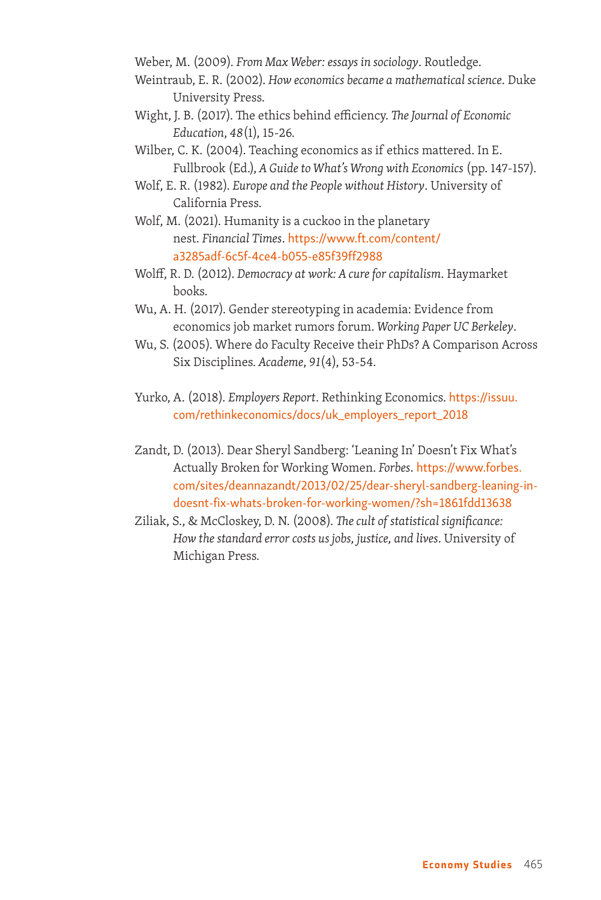Weber, M. (2009). *From Max Weber: essays in sociology*. Routledge.

Weintraub, E. R. (2002). *How economics became a mathematical science*. Duke University Press.

Wight, J. B. (2017). The ethics behind efficiency. *The Journal of Economic Education*, *48*(1), 15-26.

Wilber, C. K. (2004). Teaching economics as if ethics mattered. In E. Fullbrook (Ed.), *A Guide to What's Wrong with Economics* (pp. 147-157).

Wolf, E. R. (1982). *Europe and the People without History*. University of California Press.

Wolf, M. (2021). Humanity is a cuckoo in the planetary nest. *Financial Times*. https://www.ft.com/content/a3285adf-6c5f-4ce4-b055-e85f39ff2988

Wolff, R. D. (2012). *Democracy at work: A cure for capitalism*. Haymarket books.

Wu, A. H. (2017). Gender stereotyping in academia: Evidence from economics job market rumors forum. *Working Paper UC Berkeley*.

Wu, S. (2005). Where do Faculty Receive their PhDs? A Comparison Across Six Disciplines. *Academe*, *91*(4), 53-54.

Yurko, A. (2018). *Employers Report*. Rethinking Economics. https://issuu.com/rethinkeconomics/docs/uk_employers_report_2018

Zandt, D. (2013). Dear Sheryl Sandberg: 'Leaning In' Doesn't Fix What's Actually Broken for Working Women. *Forbes*. https://www.forbes.com/sites/deannazandt/2013/02/25/dear-sheryl-sandberg-leaning-in-doesnt-fix-whats-broken-for-working-women/?sh=1861fdd13638

Ziliak, S., & McCloskey, D. N. (2008). *The cult of statistical significance: How the standard error costs us jobs, justice, and lives*. University of Michigan Press.